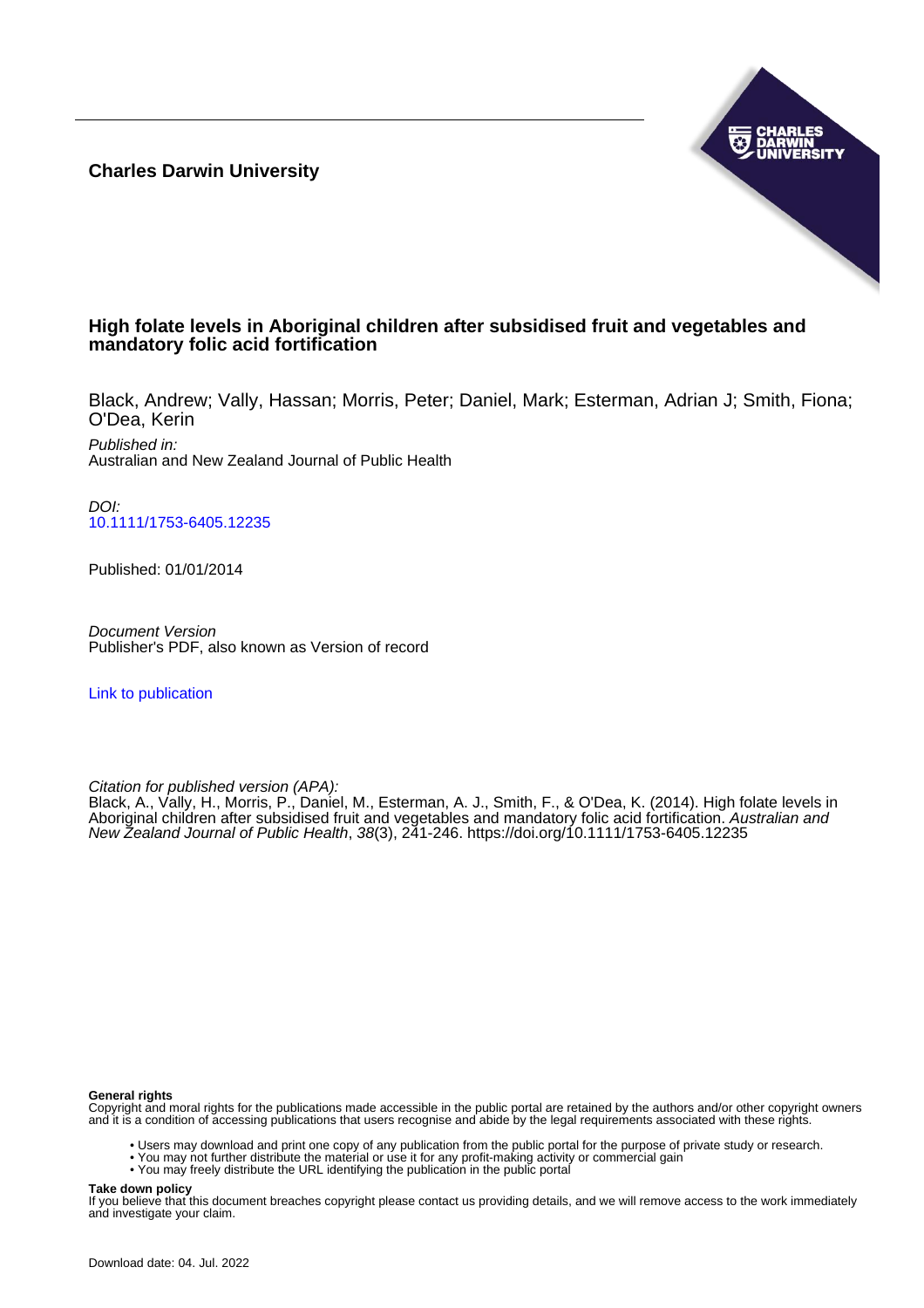**Charles Darwin University**

# High folate levels in Aboriginal children after subsidised fruit and vegetables and mandatory folic acid fortification

Black, Andrew; Vally, Hassan; Morris, Peter; Daniel, Mark; Esterman, Adrian J; Smith, Fiona; O'Dea, Kerin

*Published in:*
Australian and New Zealand Journal of Public Health

*DOI:*
10.1111/1753-6405.12235

Published: 01/01/2014

*Document Version*
Publisher's PDF, also known as Version of record

Link to publication

*Citation for published version (APA):*
Black, A., Vally, H., Morris, P., Daniel, M., Esterman, A. J., Smith, F., & O'Dea, K. (2014). High folate levels in Aboriginal children after subsidised fruit and vegetables and mandatory folic acid fortification. *Australian and New Zealand Journal of Public Health*, *38*(3), 241-246. https://doi.org/10.1111/1753-6405.12235

**General rights**
Copyright and moral rights for the publications made accessible in the public portal are retained by the authors and/or other copyright owners and it is a condition of accessing publications that users recognise and abide by the legal requirements associated with these rights.

- Users may download and print one copy of any publication from the public portal for the purpose of private study or research.
- You may not further distribute the material or use it for any profit-making activity or commercial gain
- You may freely distribute the URL identifying the publication in the public portal

**Take down policy**
If you believe that this document breaches copyright please contact us providing details, and we will remove access to the work immediately and investigate your claim.

Download date: 04. Jul. 2022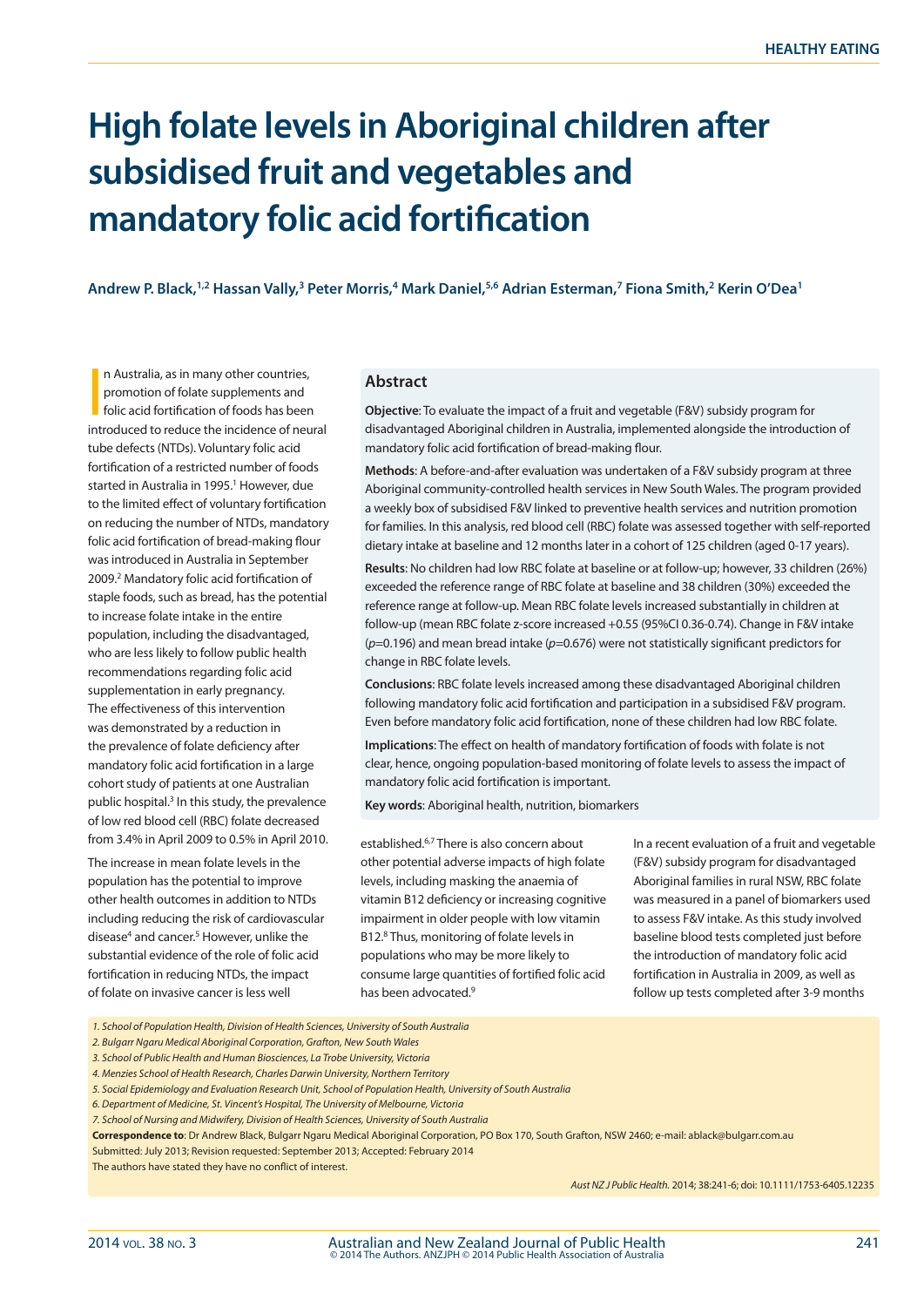# High folate levels in Aboriginal children after subsidised fruit and vegetables and mandatory folic acid fortification

**Andrew P. Black,[1,2] Hassan Vally,[3] Peter Morris,[4] Mark Daniel,[5,6] Adrian Esterman,[7] Fiona Smith,[2] Kerin O'Dea[1]**

## Abstract

**Objective**: To evaluate the impact of a fruit and vegetable (F&V) subsidy program for disadvantaged Aboriginal children in Australia, implemented alongside the introduction of mandatory folic acid fortification of bread-making flour.

**Methods**: A before-and-after evaluation was undertaken of a F&V subsidy program at three Aboriginal community-controlled health services in New South Wales. The program provided a weekly box of subsidised F&V linked to preventive health services and nutrition promotion for families. In this analysis, red blood cell (RBC) folate was assessed together with self-reported dietary intake at baseline and 12 months later in a cohort of 125 children (aged 0-17 years).

**Results**: No children had low RBC folate at baseline or at follow-up; however, 33 children (26%) exceeded the reference range of RBC folate at baseline and 38 children (30%) exceeded the reference range at follow-up. Mean RBC folate levels increased substantially in children at follow-up (mean RBC folate z-score increased +0.55 (95%CI 0.36-0.74). Change in F&V intake ($p$=0.196) and mean bread intake ($p$=0.676) were not statistically significant predictors for change in RBC folate levels.

**Conclusions**: RBC folate levels increased among these disadvantaged Aboriginal children following mandatory folic acid fortification and participation in a subsidised F&V program. Even before mandatory folic acid fortification, none of these children had low RBC folate.

**Implications**: The effect on health of mandatory fortification of foods with folate is not clear, hence, ongoing population-based monitoring of folate levels to assess the impact of mandatory folic acid fortification is important.

**Key words**: Aboriginal health, nutrition, biomarkers

In Australia, as in many other countries, promotion of folate supplements and folic acid fortification of foods has been introduced to reduce the incidence of neural tube defects (NTDs). Voluntary folic acid fortification of a restricted number of foods started in Australia in 1995.[1] However, due to the limited effect of voluntary fortification on reducing the number of NTDs, mandatory folic acid fortification of bread-making flour was introduced in Australia in September 2009.[2] Mandatory folic acid fortification of staple foods, such as bread, has the potential to increase folate intake in the entire population, including the disadvantaged, who are less likely to follow public health recommendations regarding folic acid supplementation in early pregnancy. The effectiveness of this intervention was demonstrated by a reduction in the prevalence of folate deficiency after mandatory folic acid fortification in a large cohort study of patients at one Australian public hospital.[3] In this study, the prevalence of low red blood cell (RBC) folate decreased from 3.4% in April 2009 to 0.5% in April 2010.

The increase in mean folate levels in the population has the potential to improve other health outcomes in addition to NTDs including reducing the risk of cardiovascular disease[4] and cancer.[5] However, unlike the substantial evidence of the role of folic acid fortification in reducing NTDs, the impact of folate on invasive cancer is less well established.[6,7] There is also concern about other potential adverse impacts of high folate levels, including masking the anaemia of vitamin B12 deficiency or increasing cognitive impairment in older people with low vitamin B12.[8] Thus, monitoring of folate levels in populations who may be more likely to consume large quantities of fortified folic acid has been advocated.[9]

In a recent evaluation of a fruit and vegetable (F&V) subsidy program for disadvantaged Aboriginal families in rural NSW, RBC folate was measured in a panel of biomarkers used to assess F&V intake. As this study involved baseline blood tests completed just before the introduction of mandatory folic acid fortification in Australia in 2009, as well as follow up tests completed after 3-9 months

*1. School of Population Health, Division of Health Sciences, University of South Australia*
*2. Bulgarr Ngaru Medical Aboriginal Corporation, Grafton, New South Wales*
*3. School of Public Health and Human Biosciences, La Trobe University, Victoria*
*4. Menzies School of Health Research, Charles Darwin University, Northern Territory*
*5. Social Epidemiology and Evaluation Research Unit, School of Population Health, University of South Australia*
*6. Department of Medicine, St. Vincent's Hospital, The University of Melbourne, Victoria*
*7. School of Nursing and Midwifery, Division of Health Sciences, University of South Australia*

**Correspondence to**: Dr Andrew Black, Bulgarr Ngaru Medical Aboriginal Corporation, PO Box 170, South Grafton, NSW 2460; e-mail: ablack@bulgarr.com.au

Submitted: July 2013; Revision requested: September 2013; Accepted: February 2014

The authors have stated they have no conflict of interest.

*Aust NZ J Public Health.* 2014; 38:241-6; doi: 10.1111/1753-6405.12235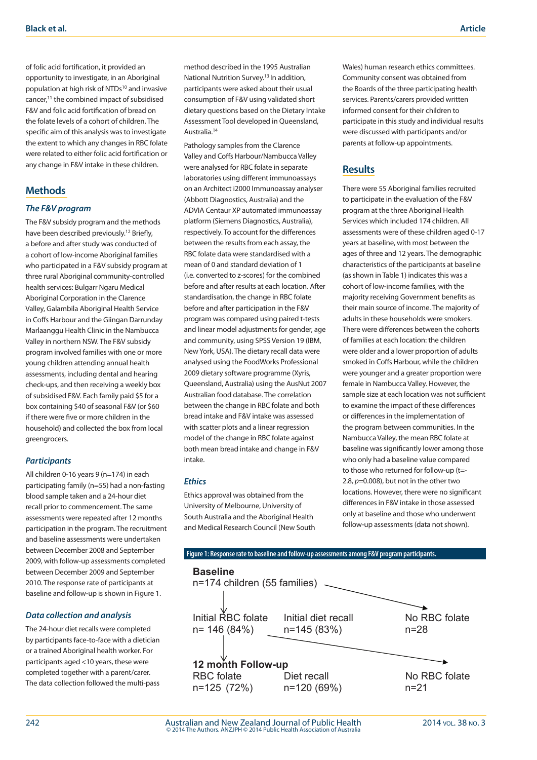of folic acid fortification, it provided an opportunity to investigate, in an Aboriginal population at high risk of NTDs[10] and invasive cancer,[11] the combined impact of subsidised F&V and folic acid fortification of bread on the folate levels of a cohort of children. The specific aim of this analysis was to investigate the extent to which any changes in RBC folate were related to either folic acid fortification or any change in F&V intake in these children.

## Methods

### *The F&V program*

The F&V subsidy program and the methods have been described previously.[12] Briefly, a before and after study was conducted of a cohort of low-income Aboriginal families who participated in a F&V subsidy program at three rural Aboriginal community-controlled health services: Bulgarr Ngaru Medical Aboriginal Corporation in the Clarence Valley, Galambila Aboriginal Health Service in Coffs Harbour and the Giingan Darrunday Marlaanggu Health Clinic in the Nambucca Valley in northern NSW. The F&V subsidy program involved families with one or more young children attending annual health assessments, including dental and hearing check-ups, and then receiving a weekly box of subsidised F&V. Each family paid $5 for a box containing $40 of seasonal F&V (or $60 if there were five or more children in the household) and collected the box from local greengrocers.

### *Participants*

All children 0-16 years 9 (n=174) in each participating family (n=55) had a non-fasting blood sample taken and a 24-hour diet recall prior to commencement. The same assessments were repeated after 12 months participation in the program. The recruitment and baseline assessments were undertaken between December 2008 and September 2009, with follow-up assessments completed between December 2009 and September 2010. The response rate of participants at baseline and follow-up is shown in Figure 1.

### *Data collection and analysis*

The 24-hour diet recalls were completed by participants face-to-face with a dietician or a trained Aboriginal health worker. For participants aged <10 years, these were completed together with a parent/carer. The data collection followed the multi-pass method described in the 1995 Australian National Nutrition Survey.[13] In addition, participants were asked about their usual consumption of F&V using validated short dietary questions based on the Dietary Intake Assessment Tool developed in Queensland, Australia.[14]

Pathology samples from the Clarence Valley and Coffs Harbour/Nambucca Valley were analysed for RBC folate in separate laboratories using different immunoassays on an Architect i2000 Immunoassay analyser (Abbott Diagnostics, Australia) and the ADVIA Centaur XP automated immunoassay platform (Siemens Diagnostics, Australia), respectively. To account for the differences between the results from each assay, the RBC folate data were standardised with a mean of 0 and standard deviation of 1 (i.e. converted to z-scores) for the combined before and after results at each location. After standardisation, the change in RBC folate before and after participation in the F&V program was compared using paired t-tests and linear model adjustments for gender, age and community, using SPSS Version 19 (IBM, New York, USA). The dietary recall data were analysed using the FoodWorks Professional 2009 dietary software programme (Xyris, Queensland, Australia) using the AusNut 2007 Australian food database. The correlation between the change in RBC folate and both bread intake and F&V intake was assessed with scatter plots and a linear regression model of the change in RBC folate against both mean bread intake and change in F&V intake.

### *Ethics*

Ethics approval was obtained from the University of Melbourne, University of South Australia and the Aboriginal Health and Medical Research Council (New South Wales) human research ethics committees. Community consent was obtained from the Boards of the three participating health services. Parents/carers provided written informed consent for their children to participate in this study and individual results were discussed with participants and/or parents at follow-up appointments.

## Results

There were 55 Aboriginal families recruited to participate in the evaluation of the F&V program at the three Aboriginal Health Services which included 174 children. All assessments were of these children aged 0-17 years at baseline, with most between the ages of three and 12 years. The demographic characteristics of the participants at baseline (as shown in Table 1) indicates this was a cohort of low-income families, with the majority receiving Government benefits as their main source of income. The majority of adults in these households were smokers. There were differences between the cohorts of families at each location: the children were older and a lower proportion of adults smoked in Coffs Harbour, while the children were younger and a greater proportion were female in Nambucca Valley. However, the sample size at each location was not sufficient to examine the impact of these differences or differences in the implementation of the program between communities. In the Nambucca Valley, the mean RBC folate at baseline was significantly lower among those who only had a baseline value compared to those who returned for follow-up ($t=-2.8$, $p=0.008$), but not in the other two locations. However, there were no significant differences in F&V intake in those assessed only at baseline and those who underwent follow-up assessments (data not shown).

**Figure 1: Response rate to baseline and follow-up assessments among F&V program participants.**

**Baseline**
n=174 children (55 families) → No RBC folate n=28

Initial RBC folate n= 146 (84%) | Initial diet recall n=145 (83%) → No RBC folate n=21

**12 month Follow-up**
RBC folate n=125 (72%) | Diet recall n=120 (69%)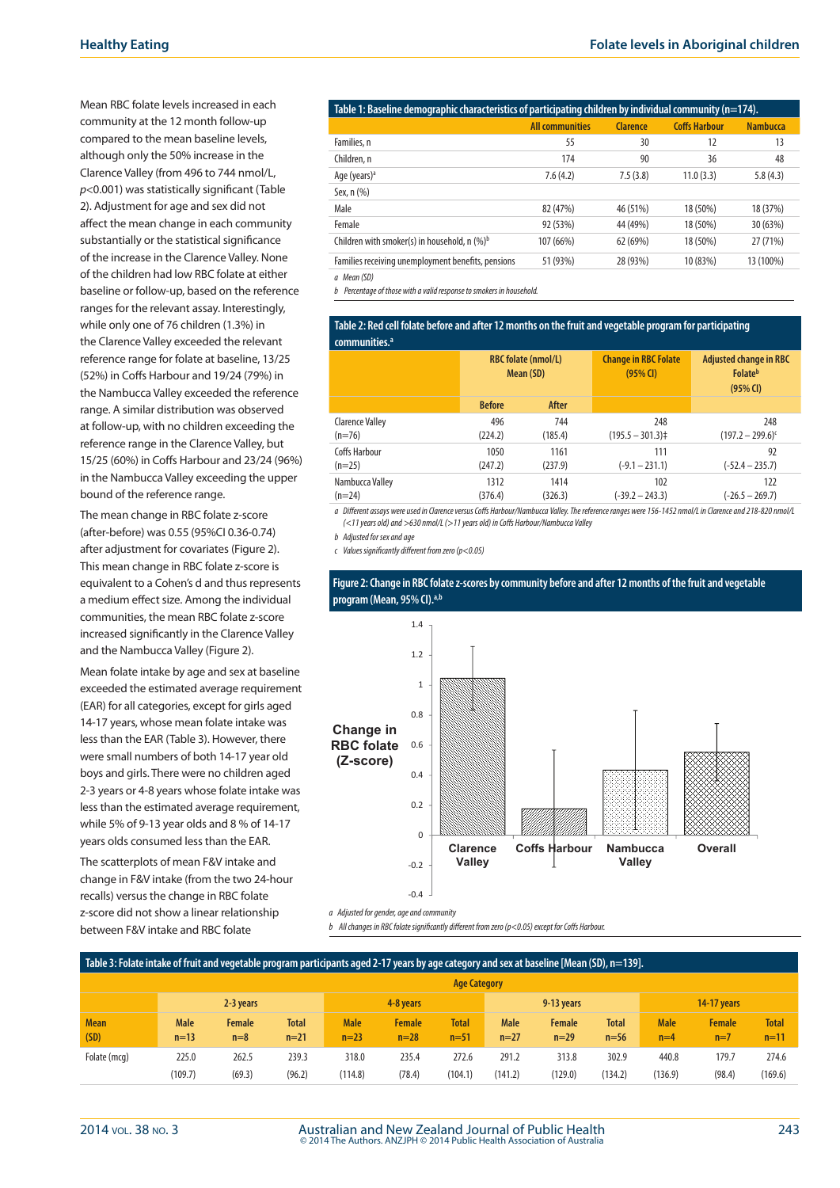Mean RBC folate levels increased in each community at the 12 month follow-up compared to the mean baseline levels, although only the 50% increase in the Clarence Valley (from 496 to 744 nmol/L, $p<0.001$) was statistically significant (Table 2). Adjustment for age and sex did not affect the mean change in each community substantially or the statistical significance of the increase in the Clarence Valley. None of the children had low RBC folate at either baseline or follow-up, based on the reference ranges for the relevant assay. Interestingly, while only one of 76 children (1.3%) in the Clarence Valley exceeded the relevant reference range for folate at baseline, 13/25 (52%) in Coffs Harbour and 19/24 (79%) in the Nambucca Valley exceeded the reference range. A similar distribution was observed at follow-up, with no children exceeding the reference range in the Clarence Valley, but 15/25 (60%) in Coffs Harbour and 23/24 (96%) in the Nambucca Valley exceeding the upper bound of the reference range.

The mean change in RBC folate z-score (after-before) was 0.55 (95%CI 0.36-0.74) after adjustment for covariates (Figure 2). This mean change in RBC folate z-score is equivalent to a Cohen's d and thus represents a medium effect size. Among the individual communities, the mean RBC folate z-score increased significantly in the Clarence Valley and the Nambucca Valley (Figure 2).

Mean folate intake by age and sex at baseline exceeded the estimated average requirement (EAR) for all categories, except for girls aged 14-17 years, whose mean folate intake was less than the EAR (Table 3). However, there were small numbers of both 14-17 year old boys and girls. There were no children aged 2-3 years or 4-8 years whose folate intake was less than the estimated average requirement, while 5% of 9-13 year olds and 8 % of 14-17 years olds consumed less than the EAR.

The scatterplots of mean F&V intake and change in F&V intake (from the two 24-hour recalls) versus the change in RBC folate z-score did not show a linear relationship between F&V intake and RBC folate

**Table 1: Baseline demographic characteristics of participating children by individual community (n=174).**

| | All communities | Clarence | Coffs Harbour | Nambucca |
|---|---|---|---|---|
| Families, n | 55 | 30 | 12 | 13 |
| Children, n | 174 | 90 | 36 | 48 |
| Age (years)[a] | 7.6 (4.2) | 7.5 (3.8) | 11.0 (3.3) | 5.8 (4.3) |
| Sex, n (%) | | | | |
| Male | 82 (47%) | 46 (51%) | 18 (50%) | 18 (37%) |
| Female | 92 (53%) | 44 (49%) | 18 (50%) | 30 (63%) |
| Children with smoker(s) in household, n (%)[b] | 107 (66%) | 62 (69%) | 18 (50%) | 27 (71%) |
| Families receiving unemployment benefits, pensions | 51 (93%) | 28 (93%) | 10 (83%) | 13 (100%) |

*a Mean (SD)*
*b Percentage of those with a valid response to smokers in household.*

**Table 2: Red cell folate before and after 12 months on the fruit and vegetable program for participating communities.[a]**

| | RBC folate (nmol/L) Mean (SD) | | Change in RBC Folate (95% CI) | Adjusted change in RBC Folate[b] (95% CI) |
|---|---|---|---|---|
| | Before | After | | |
| Clarence Valley (n=76) | 496 (224.2) | 744 (185.4) | 248 (195.5 – 301.3)‡ | 248 (197.2 – 299.6)[c] |
| Coffs Harbour (n=25) | 1050 (247.2) | 1161 (237.9) | 111 (-9.1 – 231.1) | 92 (-52.4 – 235.7) |
| Nambucca Valley (n=24) | 1312 (376.4) | 1414 (326.3) | 102 (-39.2 – 243.3) | 122 (-26.5 – 269.7) |

*a Different assays were used in Clarence versus Coffs Harbour/Nambucca Valley. The reference ranges were 156-1452 nmol/L in Clarence and 218-820 nmol/L (<11 years old) and >630 nmol/L (>11 years old) in Coffs Harbour/Nambucca Valley*
*b Adjusted for sex and age*
*c Values significantly different from zero (p<0.05)*

**Figure 2: Change in RBC folate z-scores by community before and after 12 months of the fruit and vegetable program (Mean, 95% CI).[a,b]**

*a Adjusted for gender, age and community*
*b All changes in RBC folate significantly different from zero (p<0.05) except for Coffs Harbour.*

**Table 3: Folate intake of fruit and vegetable program participants aged 2-17 years by age category and sex at baseline [Mean (SD), n=139].**

| | Age Category | | | | | | | | | | | |
|---|---|---|---|---|---|---|---|---|---|---|---|---|
| | 2-3 years | | | 4-8 years | | | 9-13 years | | | 14-17 years | | |
| Mean (SD) | Male n=13 | Female n=8 | Total n=21 | Male n=23 | Female n=28 | Total n=51 | Male n=27 | Female n=29 | Total n=56 | Male n=4 | Female n=7 | Total n=11 |
| Folate (mcg) | 225.0 (109.7) | 262.5 (69.3) | 239.3 (96.2) | 318.0 (114.8) | 235.4 (78.4) | 272.6 (104.1) | 291.2 (141.2) | 313.8 (129.0) | 302.9 (134.2) | 440.8 (136.9) | 179.7 (98.4) | 274.6 (169.6) |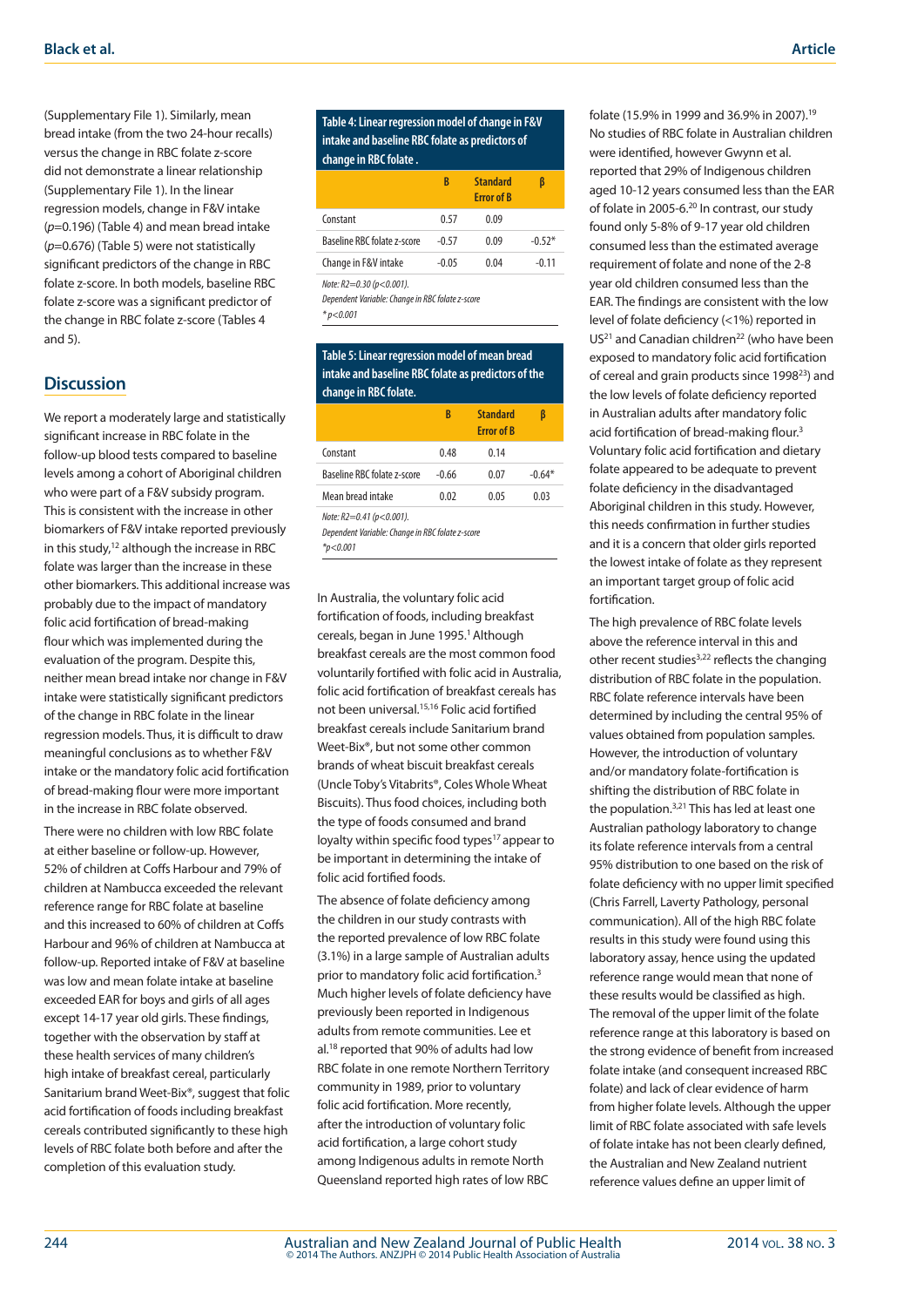(Supplementary File 1). Similarly, mean bread intake (from the two 24-hour recalls) versus the change in RBC folate z-score did not demonstrate a linear relationship (Supplementary File 1). In the linear regression models, change in F&V intake ($p$=0.196) (Table 4) and mean bread intake ($p$=0.676) (Table 5) were not statistically significant predictors of the change in RBC folate z-score. In both models, baseline RBC folate z-score was a significant predictor of the change in RBC folate z-score (Tables 4 and 5).

**Table 4: Linear regression model of change in F&V intake and baseline RBC folate as predictors of change in RBC folate .**

| | B | Standard Error of B | β |
|---|---|---|---|
| Constant | 0.57 | 0.09 | |
| Baseline RBC folate z-score | -0.57 | 0.09 | -0.52* |
| Change in F&V intake | -0.05 | 0.04 | -0.11 |

*Note: $R^2$=0.30 ($p$<0.001).*
*Dependent Variable: Change in RBC folate z-score*
*\*$p$<0.001*

**Table 5: Linear regression model of mean bread intake and baseline RBC folate as predictors of the change in RBC folate.**

| | B | Standard Error of B | β |
|---|---|---|---|
| Constant | 0.48 | 0.14 | |
| Baseline RBC folate z-score | -0.66 | 0.07 | -0.64* |
| Mean bread intake | 0.02 | 0.05 | 0.03 |

*Note: $R^2$=0.41 ($p$<0.001).*
*Dependent Variable: Change in RBC folate z-score*
*\*$p$<0.001*

## Discussion

We report a moderately large and statistically significant increase in RBC folate in the follow-up blood tests compared to baseline levels among a cohort of Aboriginal children who were part of a F&V subsidy program. This is consistent with the increase in other biomarkers of F&V intake reported previously in this study,[12] although the increase in RBC folate was larger than the increase in these other biomarkers. This additional increase was probably due to the impact of mandatory folic acid fortification of bread-making flour which was implemented during the evaluation of the program. Despite this, neither mean bread intake nor change in F&V intake were statistically significant predictors of the change in RBC folate in the linear regression models. Thus, it is difficult to draw meaningful conclusions as to whether F&V intake or the mandatory folic acid fortification of bread-making flour were more important in the increase in RBC folate observed.

There were no children with low RBC folate at either baseline or follow-up. However, 52% of children at Coffs Harbour and 79% of children at Nambucca exceeded the relevant reference range for RBC folate at baseline and this increased to 60% of children at Coffs Harbour and 96% of children at Nambucca at follow-up. Reported intake of F&V at baseline was low and mean folate intake at baseline exceeded EAR for boys and girls of all ages except 14-17 year old girls. These findings, together with the observation by staff at these health services of many children's high intake of breakfast cereal, particularly Sanitarium brand Weet-Bix®, suggest that folic acid fortification of foods including breakfast cereals contributed significantly to these high levels of RBC folate both before and after the completion of this evaluation study.

In Australia, the voluntary folic acid fortification of foods, including breakfast cereals, began in June 1995.[1] Although breakfast cereals are the most common food voluntarily fortified with folic acid in Australia, folic acid fortification of breakfast cereals has not been universal.[15,16] Folic acid fortified breakfast cereals include Sanitarium brand Weet-Bix®, but not some other common brands of wheat biscuit breakfast cereals (Uncle Toby's Vitabrits®, Coles Whole Wheat Biscuits). Thus food choices, including both the type of foods consumed and brand loyalty within specific food types[17] appear to be important in determining the intake of folic acid fortified foods.

The absence of folate deficiency among the children in our study contrasts with the reported prevalence of low RBC folate (3.1%) in a large sample of Australian adults prior to mandatory folic acid fortification.[3] Much higher levels of folate deficiency have previously been reported in Indigenous adults from remote communities. Lee et al.[18] reported that 90% of adults had low RBC folate in one remote Northern Territory community in 1989, prior to voluntary folic acid fortification. More recently, after the introduction of voluntary folic acid fortification, a large cohort study among Indigenous adults in remote North Queensland reported high rates of low RBC folate (15.9% in 1999 and 36.9% in 2007).[19] No studies of RBC folate in Australian children were identified, however Gwynn et al. reported that 29% of Indigenous children aged 10-12 years consumed less than the EAR of folate in 2005-6.[20] In contrast, our study found only 5-8% of 9-17 year old children consumed less than the estimated average requirement of folate and none of the 2-8 year old children consumed less than the EAR. The findings are consistent with the low level of folate deficiency (<1%) reported in US[21] and Canadian children[22] (who have been exposed to mandatory folic acid fortification of cereal and grain products since 1998[23]) and the low levels of folate deficiency reported in Australian adults after mandatory folic acid fortification of bread-making flour.[3] Voluntary folic acid fortification and dietary folate appeared to be adequate to prevent folate deficiency in the disadvantaged Aboriginal children in this study. However, this needs confirmation in further studies and it is a concern that older girls reported the lowest intake of folate as they represent an important target group of folic acid fortification.

The high prevalence of RBC folate levels above the reference interval in this and other recent studies[3,22] reflects the changing distribution of RBC folate in the population. RBC folate reference intervals have been determined by including the central 95% of values obtained from population samples. However, the introduction of voluntary and/or mandatory folate-fortification is shifting the distribution of RBC folate in the population.[3,21] This has led at least one Australian pathology laboratory to change its folate reference intervals from a central 95% distribution to one based on the risk of folate deficiency with no upper limit specified (Chris Farrell, Laverty Pathology, personal communication). All of the high RBC folate results in this study were found using this laboratory assay, hence using the updated reference range would mean that none of these results would be classified as high. The removal of the upper limit of the folate reference range at this laboratory is based on the strong evidence of benefit from increased folate intake (and consequent increased RBC folate) and lack of clear evidence of harm from higher folate levels. Although the upper limit of RBC folate associated with safe levels of folate intake has not been clearly defined, the Australian and New Zealand nutrient reference values define an upper limit of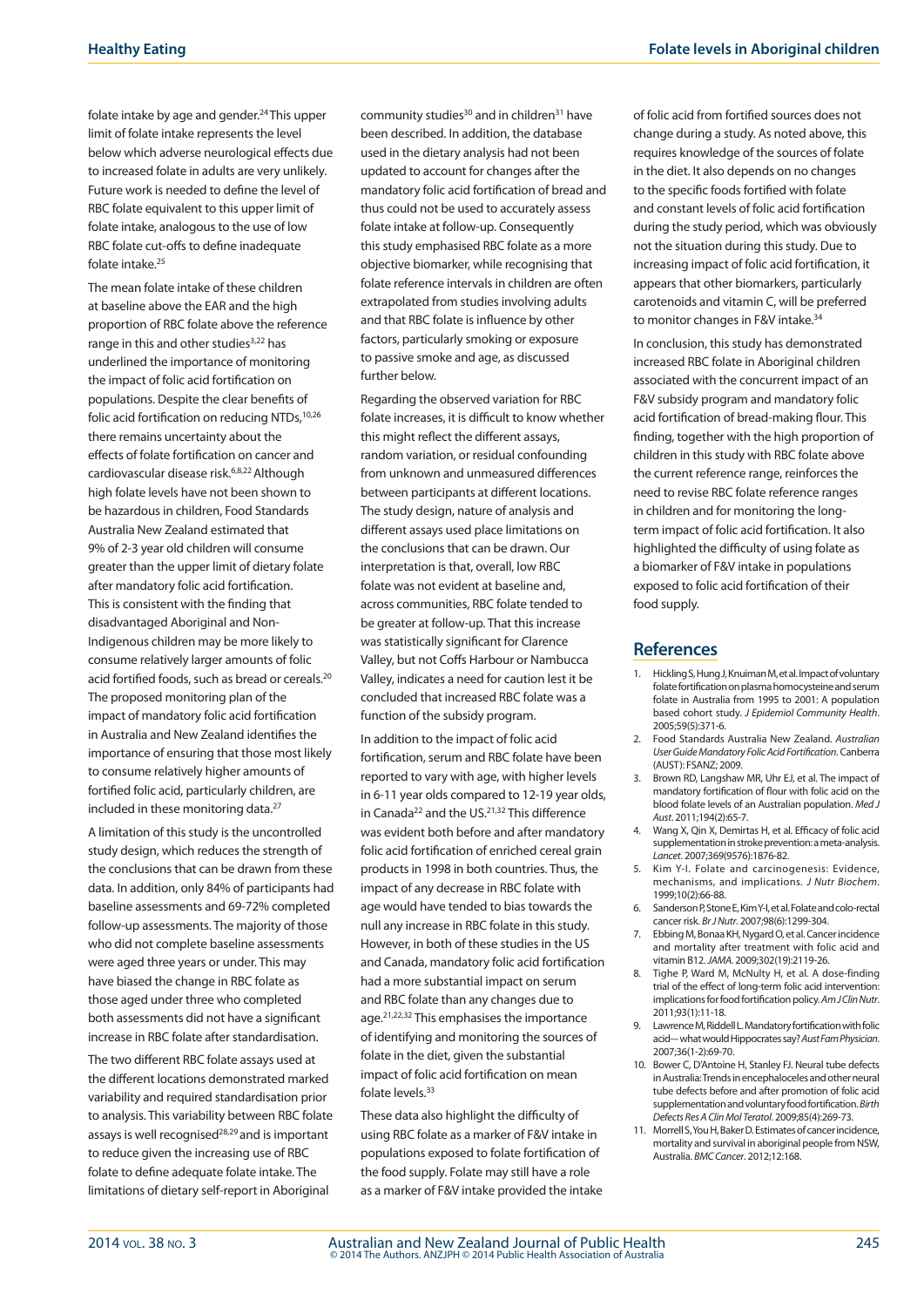folate intake by age and gender.[24] This upper limit of folate intake represents the level below which adverse neurological effects due to increased folate in adults are very unlikely. Future work is needed to define the level of RBC folate equivalent to this upper limit of folate intake, analogous to the use of low RBC folate cut-offs to define inadequate folate intake.[25]

The mean folate intake of these children at baseline above the EAR and the high proportion of RBC folate above the reference range in this and other studies[3,22] has underlined the importance of monitoring the impact of folic acid fortification on populations. Despite the clear benefits of folic acid fortification on reducing NTDs,[10,26] there remains uncertainty about the effects of folate fortification on cancer and cardiovascular disease risk.[6,8,22] Although high folate levels have not been shown to be hazardous in children, Food Standards Australia New Zealand estimated that 9% of 2-3 year old children will consume greater than the upper limit of dietary folate after mandatory folic acid fortification. This is consistent with the finding that disadvantaged Aboriginal and Non-Indigenous children may be more likely to consume relatively larger amounts of folic acid fortified foods, such as bread or cereals.[20] The proposed monitoring plan of the impact of mandatory folic acid fortification in Australia and New Zealand identifies the importance of ensuring that those most likely to consume relatively higher amounts of fortified folic acid, particularly children, are included in these monitoring data.[27]

A limitation of this study is the uncontrolled study design, which reduces the strength of the conclusions that can be drawn from these data. In addition, only 84% of participants had baseline assessments and 69-72% completed follow-up assessments. The majority of those who did not complete baseline assessments were aged three years or under. This may have biased the change in RBC folate as those aged under three who completed both assessments did not have a significant increase in RBC folate after standardisation.

The two different RBC folate assays used at the different locations demonstrated marked variability and required standardisation prior to analysis. This variability between RBC folate assays is well recognised[28,29] and is important to reduce given the increasing use of RBC folate to define adequate folate intake. The limitations of dietary self-report in Aboriginal community studies[30] and in children[31] have been described. In addition, the database used in the dietary analysis had not been updated to account for changes after the mandatory folic acid fortification of bread and thus could not be used to accurately assess folate intake at follow-up. Consequently this study emphasised RBC folate as a more objective biomarker, while recognising that folate reference intervals in children are often extrapolated from studies involving adults and that RBC folate is influence by other factors, particularly smoking or exposure to passive smoke and age, as discussed further below.

Regarding the observed variation for RBC folate increases, it is difficult to know whether this might reflect the different assays, random variation, or residual confounding from unknown and unmeasured differences between participants at different locations. The study design, nature of analysis and different assays used place limitations on the conclusions that can be drawn. Our interpretation is that, overall, low RBC folate was not evident at baseline and, across communities, RBC folate tended to be greater at follow-up. That this increase was statistically significant for Clarence Valley, but not Coffs Harbour or Nambucca Valley, indicates a need for caution lest it be concluded that increased RBC folate was a function of the subsidy program.

In addition to the impact of folic acid fortification, serum and RBC folate have been reported to vary with age, with higher levels in 6-11 year olds compared to 12-19 year olds, in Canada[22] and the US.[21,32] This difference was evident both before and after mandatory folic acid fortification of enriched cereal grain products in 1998 in both countries. Thus, the impact of any decrease in RBC folate with age would have tended to bias towards the null any increase in RBC folate in this study. However, in both of these studies in the US and Canada, mandatory folic acid fortification had a more substantial impact on serum and RBC folate than any changes due to age.[21,22,32] This emphasises the importance of identifying and monitoring the sources of folate in the diet, given the substantial impact of folic acid fortification on mean folate levels.[33]

These data also highlight the difficulty of using RBC folate as a marker of F&V intake in populations exposed to folate fortification of the food supply. Folate may still have a role as a marker of F&V intake provided the intake of folic acid from fortified sources does not change during a study. As noted above, this requires knowledge of the sources of folate in the diet. It also depends on no changes to the specific foods fortified with folate and constant levels of folic acid fortification during the study period, which was obviously not the situation during this study. Due to increasing impact of folic acid fortification, it appears that other biomarkers, particularly carotenoids and vitamin C, will be preferred to monitor changes in F&V intake.[34]

In conclusion, this study has demonstrated increased RBC folate in Aboriginal children associated with the concurrent impact of an F&V subsidy program and mandatory folic acid fortification of bread-making flour. This finding, together with the high proportion of children in this study with RBC folate above the current reference range, reinforces the need to revise RBC folate reference ranges in children and for monitoring the long-term impact of folic acid fortification. It also highlighted the difficulty of using folate as a biomarker of F&V intake in populations exposed to folic acid fortification of their food supply.

## References

1. Hickling S, Hung J, Knuiman M, et al. Impact of voluntary folate fortification on plasma homocysteine and serum folate in Australia from 1995 to 2001: A population based cohort study. *J Epidemiol Community Health*. 2005;59(5):371-6.
2. Food Standards Australia New Zealand. *Australian User Guide Mandatory Folic Acid Fortification*. Canberra (AUST): FSANZ; 2009.
3. Brown RD, Langshaw MR, Uhr EJ, et al. The impact of mandatory fortification of flour with folic acid on the blood folate levels of an Australian population. *Med J Aust*. 2011;194(2):65-7.
4. Wang X, Qin X, Demirtas H, et al. Efficacy of folic acid supplementation in stroke prevention: a meta-analysis. *Lancet*. 2007;369(9576):1876-82.
5. Kim Y-I. Folate and carcinogenesis: Evidence, mechanisms, and implications. *J Nutr Biochem*. 1999;10(2):66-88.
6. Sanderson P, Stone E, Kim Y-I, et al. Folate and colo-rectal cancer risk. *Br J Nutr*. 2007;98(6):1299-304.
7. Ebbing M, Bonaa KH, Nygard O, et al. Cancer incidence and mortality after treatment with folic acid and vitamin B12. *JAMA*. 2009;302(19):2119-26.
8. Tighe P, Ward M, McNulty H, et al. A dose-finding trial of the effect of long-term folic acid intervention: implications for food fortification policy. *Am J Clin Nutr*. 2011;93(1):11-18.
9. Lawrence M, Riddell L. Mandatory fortification with folic acid – what would Hippocrates say? *Aust Fam Physician*. 2007;36(1-2):69-70.
10. Bower C, D'Antoine H, Stanley FJ. Neural tube defects in Australia: Trends in encephaloceles and other neural tube defects before and after promotion of folic acid supplementation and voluntary food fortification. *Birth Defects Res A Clin Mol Teratol*. 2009;85(4):269-73.
11. Morrell S, You H, Baker D. Estimates of cancer incidence, mortality and survival in aboriginal people from NSW, Australia. *BMC Cancer*. 2012;12:168.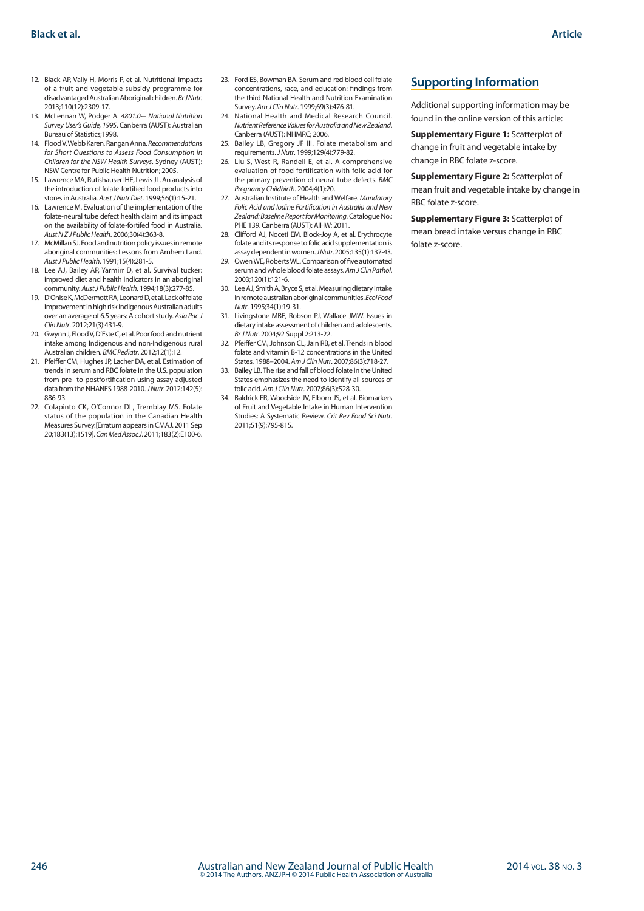12. Black AP, Vally H, Morris P, et al. Nutritional impacts of a fruit and vegetable subsidy programme for disadvantaged Australian Aboriginal children. *Br J Nutr*. 2013;110(12):2309-17.
13. McLennan W, Podger A. *4801.0— National Nutrition Survey User's Guide, 1995*. Canberra (AUST): Australian Bureau of Statistics;1998.
14. Flood V, Webb Karen, Rangan Anna. *Recommendations for Short Questions to Assess Food Consumption in Children for the NSW Health Surveys*. Sydney (AUST): NSW Centre for Public Health Nutrition; 2005.
15. Lawrence MA, Rutishauser IHE, Lewis JL. An analysis of the introduction of folate-fortified food products into stores in Australia. *Aust J Nutr Diet*. 1999;56(1):15-21.
16. Lawrence M. Evaluation of the implementation of the folate-neural tube defect health claim and its impact on the availability of folate-fortifed food in Australia. *Aust N Z J Public Health*. 2006;30(4):363-8.
17. McMillan SJ. Food and nutrition policy issues in remote aboriginal communities: Lessons from Arnhem Land. *Aust J Public Health*. 1991;15(4):281-5.
18. Lee AJ, Bailey AP, Yarmirr D, et al. Survival tucker: improved diet and health indicators in an aboriginal community. *Aust J Public Health*. 1994;18(3):277-85.
19. D'Onise K, McDermott RA, Leonard D, et al. Lack of folate improvement in high risk indigenous Australian adults over an average of 6.5 years: A cohort study. *Asia Pac J Clin Nutr*. 2012;21(3):431-9.
20. Gwynn J, Flood V, D'Este C, et al. Poor food and nutrient intake among Indigenous and non-Indigenous rural Australian children. *BMC Pediatr*. 2012;12(1):12.
21. Pfeiffer CM, Hughes JP, Lacher DA, et al. Estimation of trends in serum and RBC folate in the U.S. population from pre- to postfortification using assay-adjusted data from the NHANES 1988-2010. *J Nutr*. 2012;142(5):886-93.
22. Colapinto CK, O'Connor DL, Tremblay MS. Folate status of the population in the Canadian Health Measures Survey.[Erratum appears in CMAJ. 2011 Sep 20;183(13):1519]. *Can Med Assoc J*. 2011;183(2):E100-6.
23. Ford ES, Bowman BA. Serum and red blood cell folate concentrations, race, and education: findings from the third National Health and Nutrition Examination Survey. *Am J Clin Nutr*. 1999;69(3):476-81.
24. National Health and Medical Research Council. *Nutrient Reference Values for Australia and New Zealand*. Canberra (AUST): NHMRC; 2006.
25. Bailey LB, Gregory JF III. Folate metabolism and requirements. *J Nutr*. 1999;129(4):779-82.
26. Liu S, West R, Randell E, et al. A comprehensive evaluation of food fortification with folic acid for the primary prevention of neural tube defects. *BMC Pregnancy Childbirth*. 2004;4(1):20.
27. Australian Institute of Health and Welfare. *Mandatory Folic Acid and Iodine Fortification in Australia and New Zealand: Baseline Report for Monitoring*. Catalogue No.: PHE 139. Canberra (AUST): AIHW; 2011.
28. Clifford AJ, Noceti EM, Block-Joy A, et al. Erythrocyte folate and its response to folic acid supplementation is assay dependent in women. *J Nutr*. 2005;135(1):137-43.
29. Owen WE, Roberts WL. Comparison of five automated serum and whole blood folate assays. *Am J Clin Pathol*. 2003;120(1):121-6.
30. Lee AJ, Smith A, Bryce S, et al. Measuring dietary intake in remote australian aboriginal communities. *Ecol Food Nutr*. 1995;34(1):19-31.
31. Livingstone MBE, Robson PJ, Wallace JMW. Issues in dietary intake assessment of children and adolescents. *Br J Nutr*. 2004;92 Suppl 2:213-22.
32. Pfeiffer CM, Johnson CL, Jain RB, et al. Trends in blood folate and vitamin B-12 concentrations in the United States, 1988–2004. *Am J Clin Nutr*. 2007;86(3):718-27.
33. Bailey LB. The rise and fall of blood folate in the United States emphasizes the need to identify all sources of folic acid. *Am J Clin Nutr*. 2007;86(3):528-30.
34. Baldrick FR, Woodside JV, Elborn JS, et al. Biomarkers of Fruit and Vegetable Intake in Human Intervention Studies: A Systematic Review. *Crit Rev Food Sci Nutr*. 2011;51(9):795-815.

## Supporting Information

Additional supporting information may be found in the online version of this article:

**Supplementary Figure 1:** Scatterplot of change in fruit and vegetable intake by change in RBC folate z-score.

**Supplementary Figure 2:** Scatterplot of mean fruit and vegetable intake by change in RBC folate z-score.

**Supplementary Figure 3:** Scatterplot of mean bread intake versus change in RBC folate z-score.